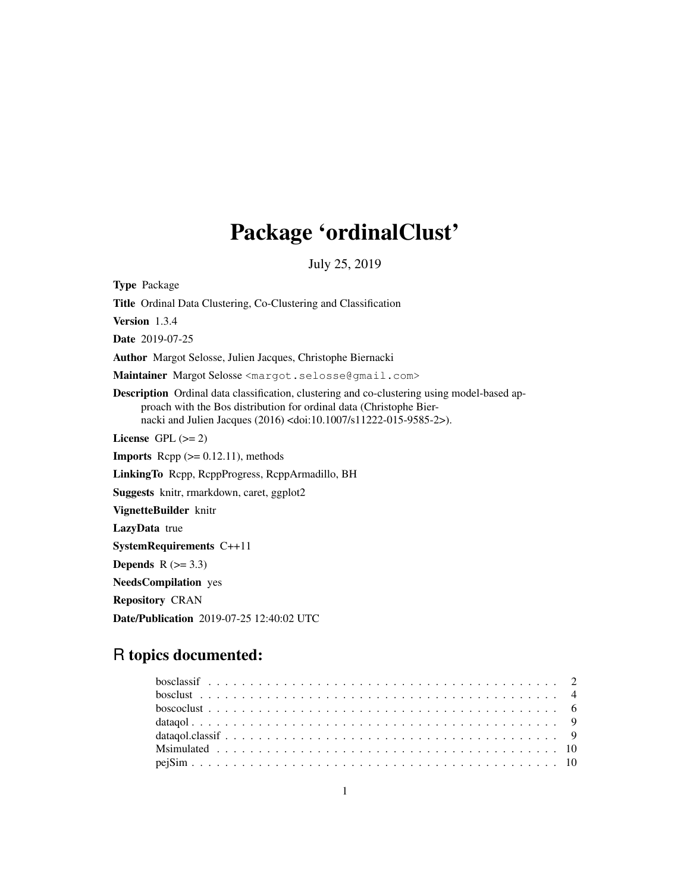# Package 'ordinalClust'

July 25, 2019

**Type** Package

**Title** Ordinal Data Clustering, Co-Clustering and Classification

**Version** 1.3.4

**Date** 2019-07-25

**Author** Margot Selosse, Julien Jacques, Christophe Biernacki

**Maintainer** Margot Selosse <margot.selosse@gmail.com>

**Description** Ordinal data classification, clustering and co-clustering using model-based approach with the Bos distribution for ordinal data (Christophe Biernacki and Julien Jacques (2016) <doi:10.1007/s11222-015-9585-2>).

**License** GPL (>= 2)

**Imports** Rcpp (>= 0.12.11), methods

**LinkingTo** Rcpp, RcppProgress, RcppArmadillo, BH

**Suggests** knitr, rmarkdown, caret, ggplot2

**VignetteBuilder** knitr

**LazyData** true

**SystemRequirements** C++11

**Depends** R (>= 3.3)

**NeedsCompilation** yes

**Repository** CRAN

**Date/Publication** 2019-07-25 12:40:02 UTC

## R topics documented:

| | |
|---|---|
| bosclassif | 2 |
| bosclust | 4 |
| boscoclust | 6 |
| dataqol | 9 |
| dataqol.classif | 9 |
| Msimulated | 10 |
| pejSim | 10 |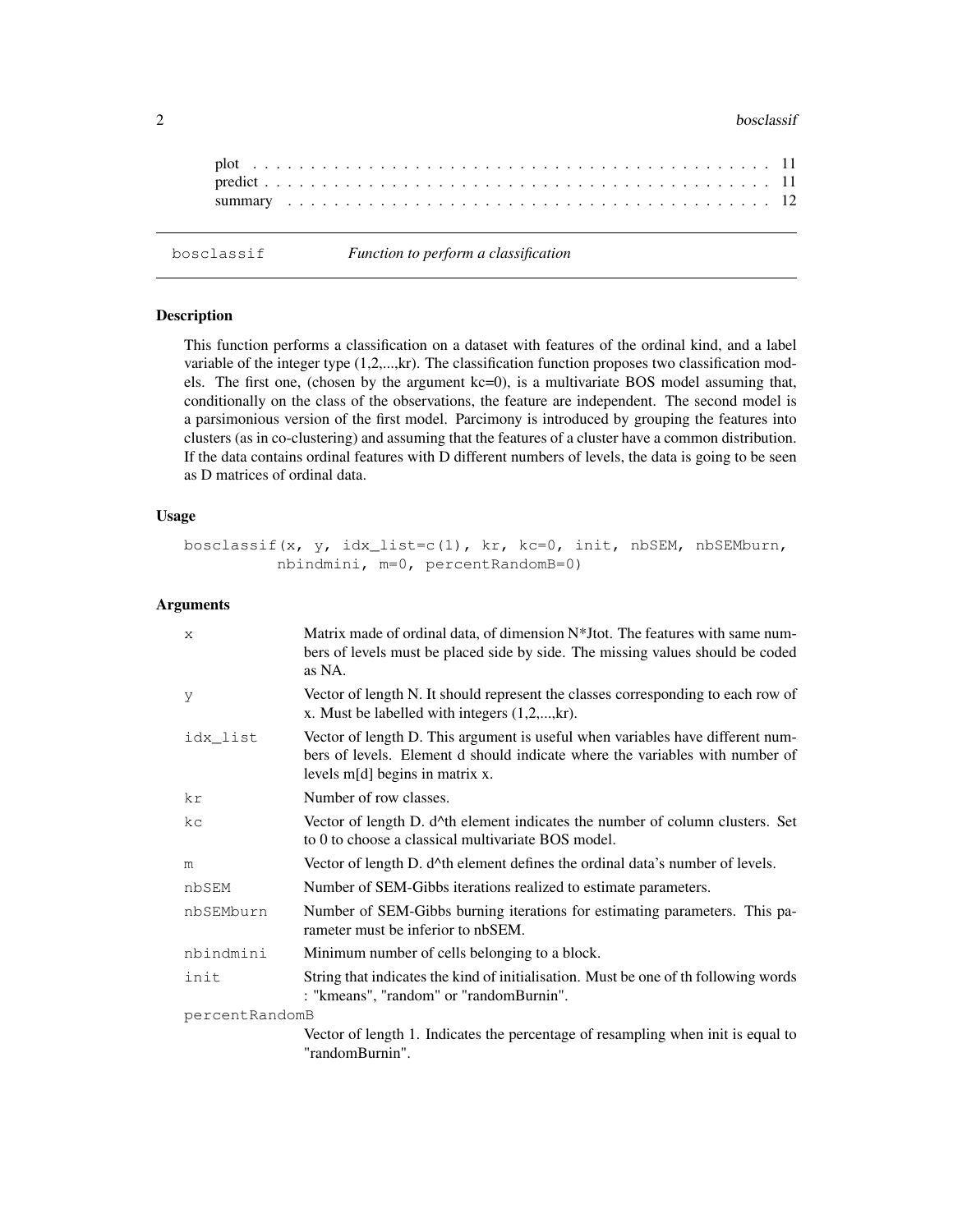| | |
|---|---|
| plot | 11 |
| predict | 11 |
| summary | 12 |

## bosclassif — *Function to perform a classification*

### Description

This function performs a classification on a dataset with features of the ordinal kind, and a label variable of the integer type (1,2,...,kr). The classification function proposes two classification models. The first one, (chosen by the argument kc=0), is a multivariate BOS model assuming that, conditionally on the class of the observations, the feature are independent. The second model is a parsimonious version of the first model. Parcimony is introduced by grouping the features into clusters (as in co-clustering) and assuming that the features of a cluster have a common distribution. If the data contains ordinal features with D different numbers of levels, the data is going to be seen as D matrices of ordinal data.

### Usage

```
bosclassif(x, y, idx_list=c(1), kr, kc=0, init, nbSEM, nbSEMburn,
           nbindmini, m=0, percentRandomB=0)
```

### Arguments

| | |
|---|---|
| x | Matrix made of ordinal data, of dimension N*Jtot. The features with same numbers of levels must be placed side by side. The missing values should be coded as NA. |
| y | Vector of length N. It should represent the classes corresponding to each row of x. Must be labelled with integers (1,2,...,kr). |
| idx_list | Vector of length D. This argument is useful when variables have different numbers of levels. Element d should indicate where the variables with number of levels m[d] begins in matrix x. |
| kr | Number of row classes. |
| kc | Vector of length D. d^th element indicates the number of column clusters. Set to 0 to choose a classical multivariate BOS model. |
| m | Vector of length D. d^th element defines the ordinal data's number of levels. |
| nbSEM | Number of SEM-Gibbs iterations realized to estimate parameters. |
| nbSEMburn | Number of SEM-Gibbs burning iterations for estimating parameters. This parameter must be inferior to nbSEM. |
| nbindmini | Minimum number of cells belonging to a block. |
| init | String that indicates the kind of initialisation. Must be one of th following words : "kmeans", "random" or "randomBurnin". |
| percentRandomB | Vector of length 1. Indicates the percentage of resampling when init is equal to "randomBurnin". |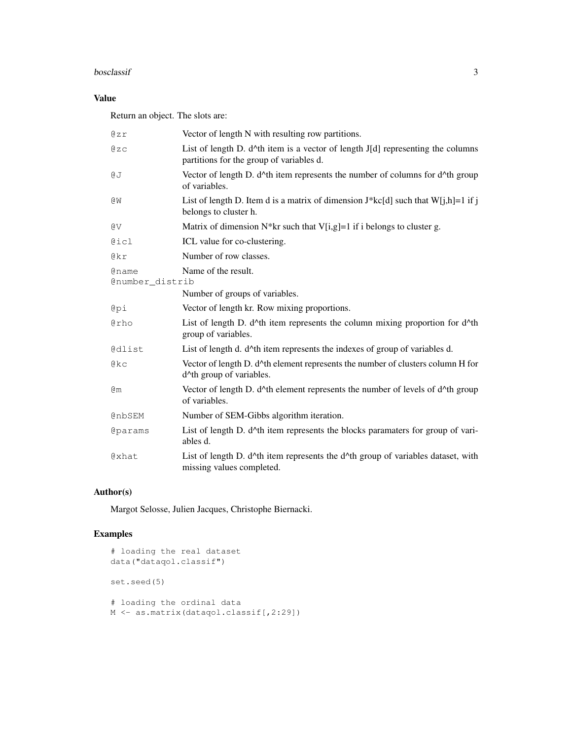## Value

Return an object. The slots are:

| | |
|---|---|
| @zr | Vector of length N with resulting row partitions. |
| @zc | List of length D. d^th item is a vector of length J[d] representing the columns partitions for the group of variables d. |
| @J | Vector of length D. d^th item represents the number of columns for d^th group of variables. |
| @W | List of length D. Item d is a matrix of dimension J*kc[d] such that W[j,h]=1 if j belongs to cluster h. |
| @V | Matrix of dimension N*kr such that V[i,g]=1 if i belongs to cluster g. |
| @icl | ICL value for co-clustering. |
| @kr | Number of row classes. |
| @name | Name of the result. |
| @number_distrib | Number of groups of variables. |
| @pi | Vector of length kr. Row mixing proportions. |
| @rho | List of length D. d^th item represents the column mixing proportion for d^th group of variables. |
| @dlist | List of length d. d^th item represents the indexes of group of variables d. |
| @kc | Vector of length D. d^th element represents the number of clusters column H for d^th group of variables. |
| @m | Vector of length D. d^th element represents the number of levels of d^th group of variables. |
| @nbSEM | Number of SEM-Gibbs algorithm iteration. |
| @params | List of length D. d^th item represents the blocks paramaters for group of variables d. |
| @xhat | List of length D. d^th item represents the d^th group of variables dataset, with missing values completed. |

## Author(s)

Margot Selosse, Julien Jacques, Christophe Biernacki.

## Examples

```
# loading the real dataset
data("dataqol.classif")

set.seed(5)

# loading the ordinal data
M <- as.matrix(dataqol.classif[,2:29])
```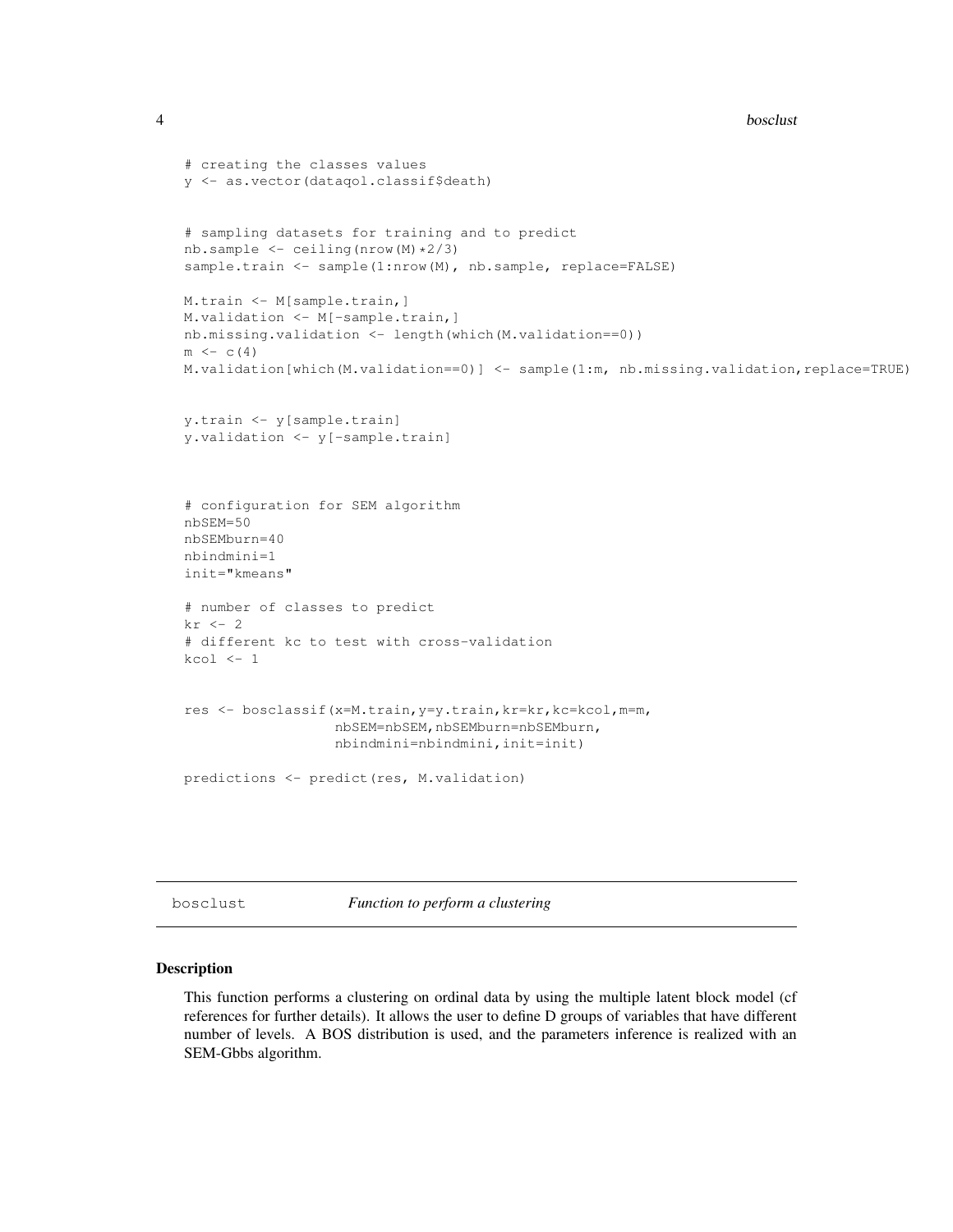```r
# creating the classes values
y <- as.vector(dataqol.classif$death)


# sampling datasets for training and to predict
nb.sample <- ceiling(nrow(M)*2/3)
sample.train <- sample(1:nrow(M), nb.sample, replace=FALSE)

M.train <- M[sample.train,]
M.validation <- M[-sample.train,]
nb.missing.validation <- length(which(M.validation==0))
m <- c(4)
M.validation[which(M.validation==0)] <- sample(1:m, nb.missing.validation,replace=TRUE)


y.train <- y[sample.train]
y.validation <- y[-sample.train]



# configuration for SEM algorithm
nbSEM=50
nbSEMburn=40
nbindmini=1
init="kmeans"

# number of classes to predict
kr <- 2
# different kc to test with cross-validation
kcol <- 1


res <- bosclassif(x=M.train,y=y.train,kr=kr,kc=kcol,m=m,
                  nbSEM=nbSEM,nbSEMburn=nbSEMburn,
                  nbindmini=nbindmini,init=init)

predictions <- predict(res, M.validation)
```

---

## bosclust — *Function to perform a clustering*

### Description

This function performs a clustering on ordinal data by using the multiple latent block model (cf references for further details). It allows the user to define D groups of variables that have different number of levels. A BOS distribution is used, and the parameters inference is realized with an SEM-Gbbs algorithm.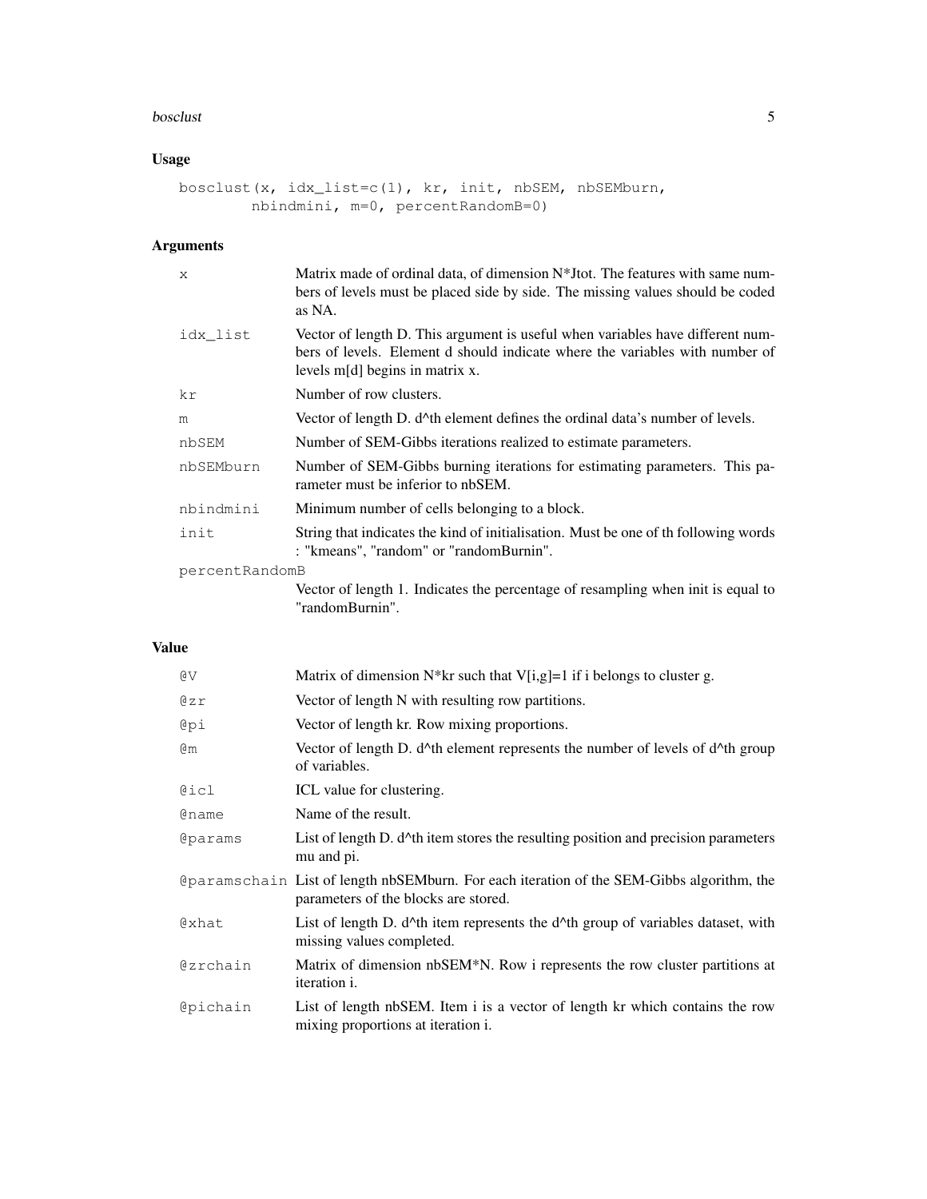## Usage

```
bosclust(x, idx_list=c(1), kr, init, nbSEM, nbSEMburn,
        nbindmini, m=0, percentRandomB=0)
```

## Arguments

| | |
|---|---|
| x | Matrix made of ordinal data, of dimension N*Jtot. The features with same numbers of levels must be placed side by side. The missing values should be coded as NA. |
| idx_list | Vector of length D. This argument is useful when variables have different numbers of levels. Element d should indicate where the variables with number of levels m[d] begins in matrix x. |
| kr | Number of row clusters. |
| m | Vector of length D. d^th element defines the ordinal data's number of levels. |
| nbSEM | Number of SEM-Gibbs iterations realized to estimate parameters. |
| nbSEMburn | Number of SEM-Gibbs burning iterations for estimating parameters. This parameter must be inferior to nbSEM. |
| nbindmini | Minimum number of cells belonging to a block. |
| init | String that indicates the kind of initialisation. Must be one of th following words : "kmeans", "random" or "randomBurnin". |
| percentRandomB | Vector of length 1. Indicates the percentage of resampling when init is equal to "randomBurnin". |

## Value

| | |
|---|---|
| @V | Matrix of dimension N*kr such that V[i,g]=1 if i belongs to cluster g. |
| @zr | Vector of length N with resulting row partitions. |
| @pi | Vector of length kr. Row mixing proportions. |
| @m | Vector of length D. d^th element represents the number of levels of d^th group of variables. |
| @icl | ICL value for clustering. |
| @name | Name of the result. |
| @params | List of length D. d^th item stores the resulting position and precision parameters mu and pi. |
| @paramschain | List of length nbSEMburn. For each iteration of the SEM-Gibbs algorithm, the parameters of the blocks are stored. |
| @xhat | List of length D. d^th item represents the d^th group of variables dataset, with missing values completed. |
| @zrchain | Matrix of dimension nbSEM*N. Row i represents the row cluster partitions at iteration i. |
| @pichain | List of length nbSEM. Item i is a vector of length kr which contains the row mixing proportions at iteration i. |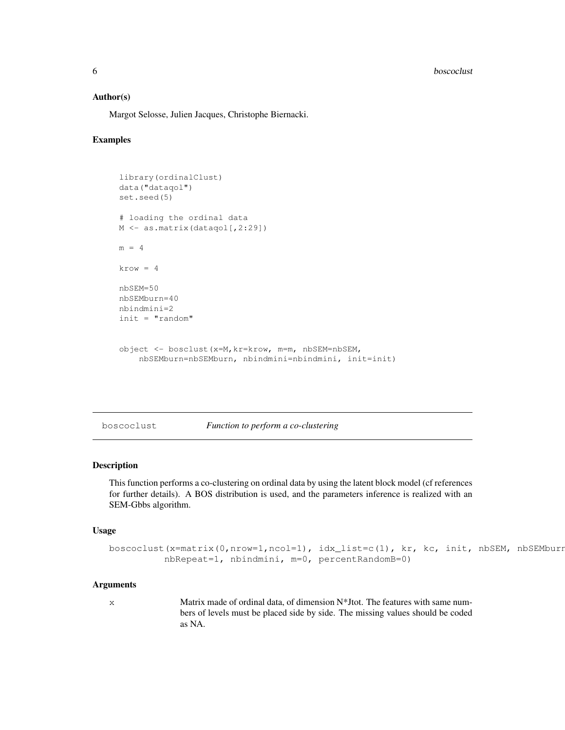## Author(s)

Margot Selosse, Julien Jacques, Christophe Biernacki.

## Examples

```
library(ordinalClust)
data("dataqol")
set.seed(5)

# loading the ordinal data
M <- as.matrix(dataqol[,2:29])

m = 4

krow = 4

nbSEM=50
nbSEMburn=40
nbindmini=2
init = "random"


object <- bosclust(x=M,kr=krow, m=m, nbSEM=nbSEM,
    nbSEMburn=nbSEMburn, nbindmini=nbindmini, init=init)
```

---

# boscoclust *Function to perform a co-clustering*

## Description

This function performs a co-clustering on ordinal data by using the latent block model (cf references for further details). A BOS distribution is used, and the parameters inference is realized with an SEM-Gbbs algorithm.

## Usage

```
boscoclust(x=matrix(0,nrow=1,ncol=1), idx_list=c(1), kr, kc, init, nbSEM, nbSEMburn
          nbRepeat=1, nbindmini, m=0, percentRandomB=0)
```

## Arguments

x Matrix made of ordinal data, of dimension N*Jtot. The features with same numbers of levels must be placed side by side. The missing values should be coded as NA.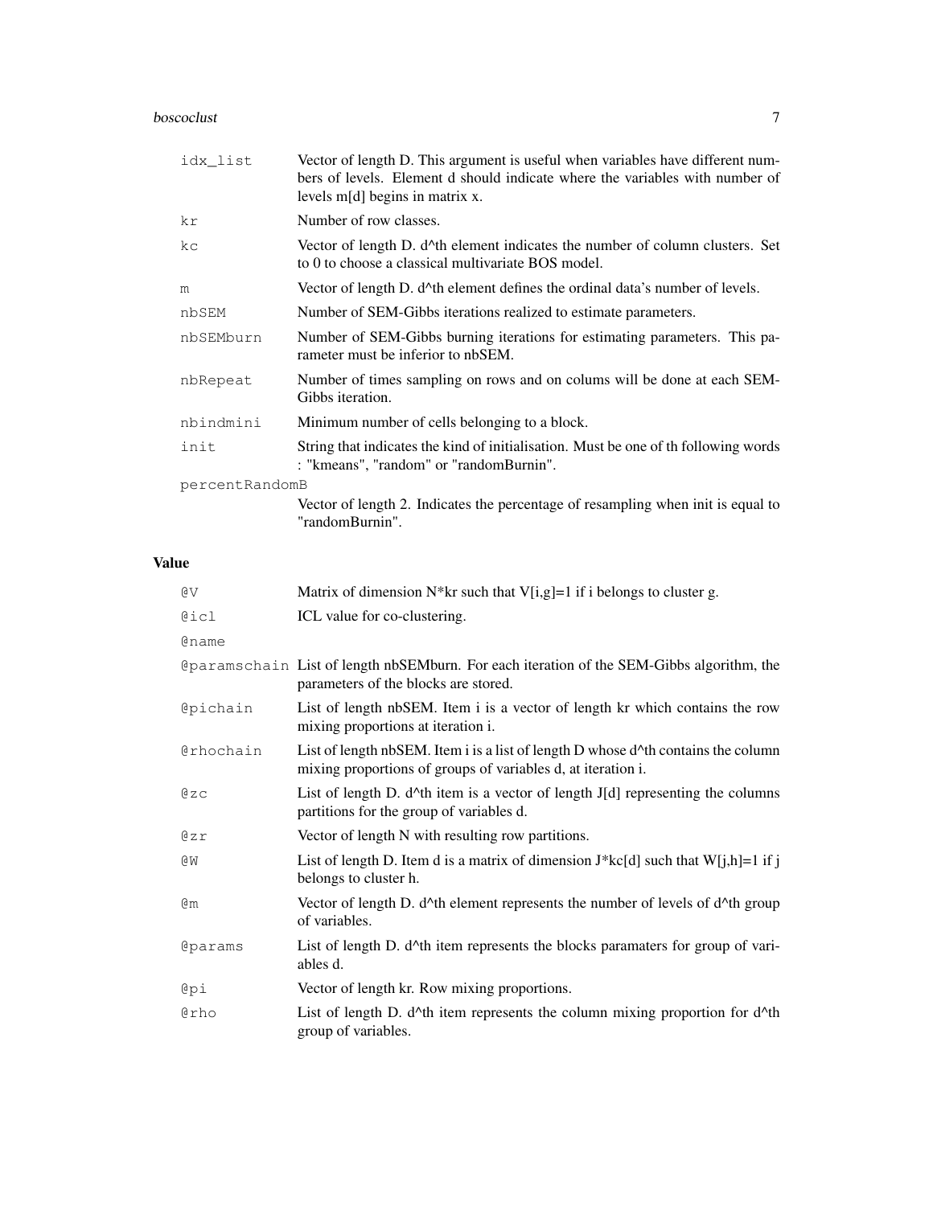| | |
|---|---|
| idx_list | Vector of length D. This argument is useful when variables have different numbers of levels. Element d should indicate where the variables with number of levels m[d] begins in matrix x. |
| kr | Number of row classes. |
| kc | Vector of length D. d^th element indicates the number of column clusters. Set to 0 to choose a classical multivariate BOS model. |
| m | Vector of length D. d^th element defines the ordinal data's number of levels. |
| nbSEM | Number of SEM-Gibbs iterations realized to estimate parameters. |
| nbSEMburn | Number of SEM-Gibbs burning iterations for estimating parameters. This parameter must be inferior to nbSEM. |
| nbRepeat | Number of times sampling on rows and on colums will be done at each SEM-Gibbs iteration. |
| nbindmini | Minimum number of cells belonging to a block. |
| init | String that indicates the kind of initialisation. Must be one of th following words : "kmeans", "random" or "randomBurnin". |
| percentRandomB | Vector of length 2. Indicates the percentage of resampling when init is equal to "randomBurnin". |

## Value

| | |
|---|---|
| @V | Matrix of dimension N*kr such that V[i,g]=1 if i belongs to cluster g. |
| @icl | ICL value for co-clustering. |
| @name | |
| @paramschain | List of length nbSEMburn. For each iteration of the SEM-Gibbs algorithm, the parameters of the blocks are stored. |
| @pichain | List of length nbSEM. Item i is a vector of length kr which contains the row mixing proportions at iteration i. |
| @rhochain | List of length nbSEM. Item i is a list of length D whose d^th contains the column mixing proportions of groups of variables d, at iteration i. |
| @zc | List of length D. d^th item is a vector of length J[d] representing the columns partitions for the group of variables d. |
| @zr | Vector of length N with resulting row partitions. |
| @W | List of length D. Item d is a matrix of dimension J*kc[d] such that W[j,h]=1 if j belongs to cluster h. |
| @m | Vector of length D. d^th element represents the number of levels of d^th group of variables. |
| @params | List of length D. d^th item represents the blocks paramaters for group of variables d. |
| @pi | Vector of length kr. Row mixing proportions. |
| @rho | List of length D. d^th item represents the column mixing proportion for d^th group of variables. |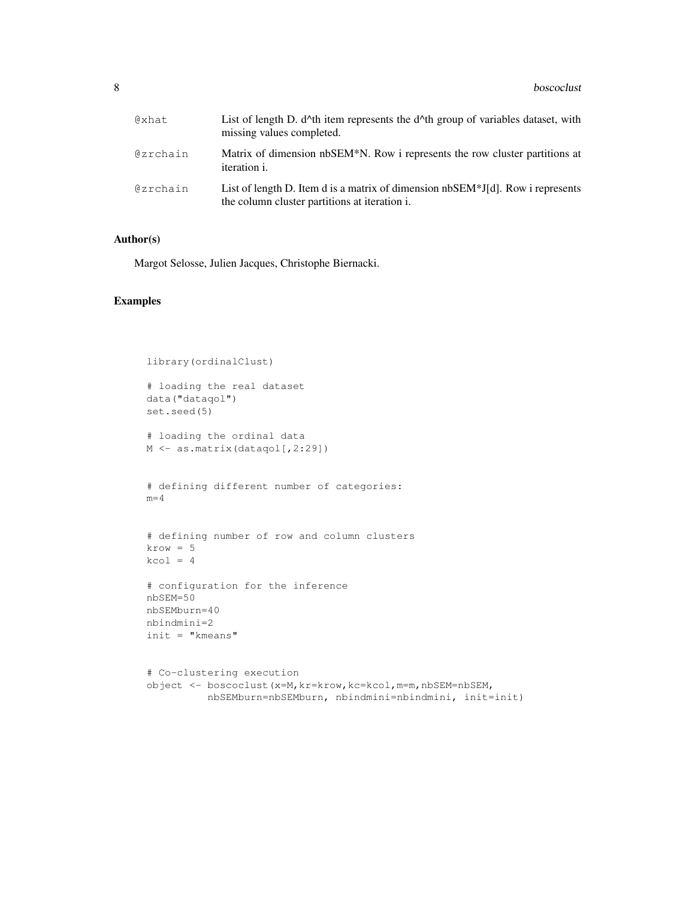| | |
|---|---|
| @xhat | List of length D. d^th item represents the d^th group of variables dataset, with missing values completed. |
| @zrchain | Matrix of dimension nbSEM*N. Row i represents the row cluster partitions at iteration i. |
| @zrchain | List of length D. Item d is a matrix of dimension nbSEM*J[d]. Row i represents the column cluster partitions at iteration i. |

## Author(s)

Margot Selosse, Julien Jacques, Christophe Biernacki.

## Examples

```
library(ordinalClust)

# loading the real dataset
data("dataqol")
set.seed(5)

# loading the ordinal data
M <- as.matrix(dataqol[,2:29])


# defining different number of categories:
m=4


# defining number of row and column clusters
krow = 5
kcol = 4

# configuration for the inference
nbSEM=50
nbSEMburn=40
nbindmini=2
init = "kmeans"


# Co-clustering execution
object <- boscoclust(x=M,kr=krow,kc=kcol,m=m,nbSEM=nbSEM,
          nbSEMburn=nbSEMburn, nbindmini=nbindmini, init=init)
```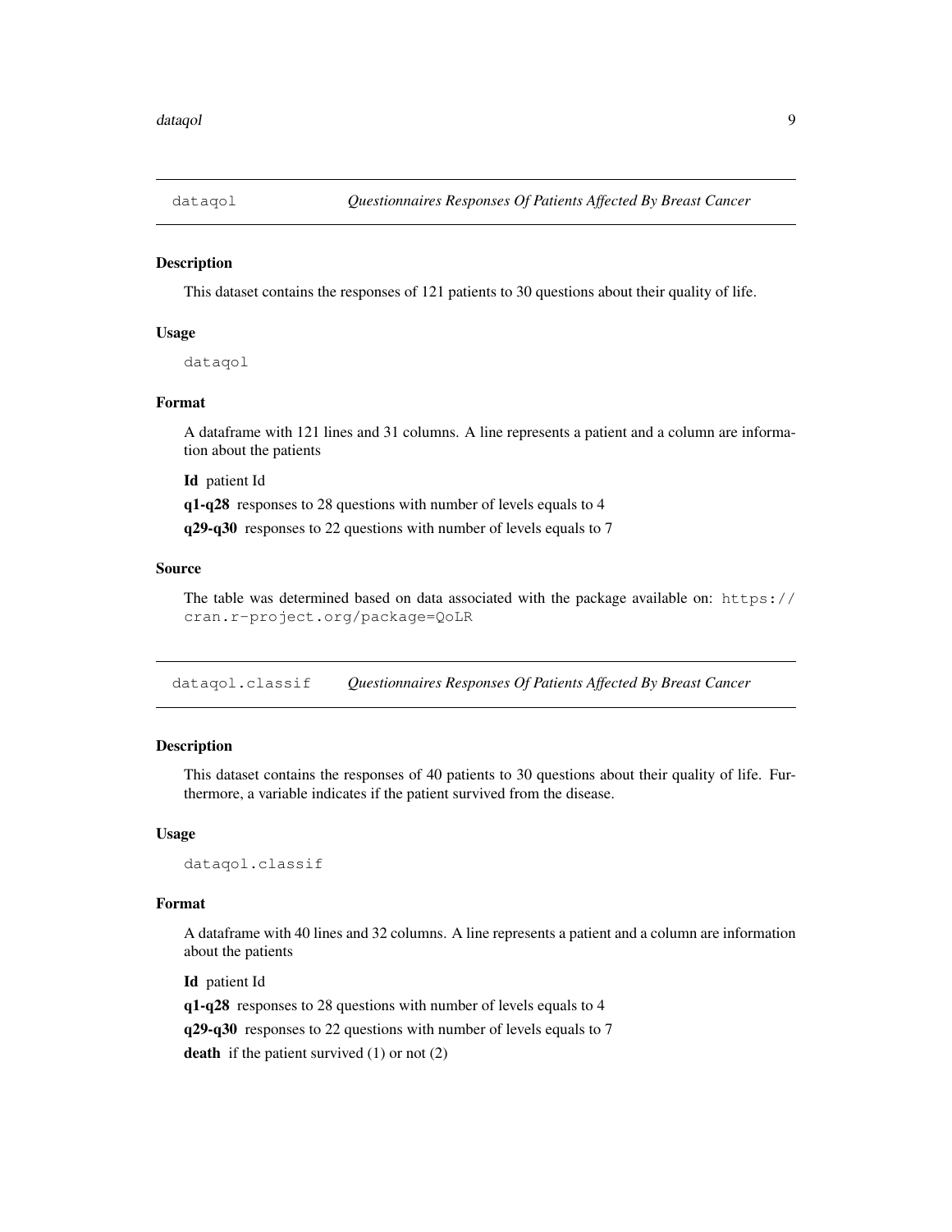## dataqol — *Questionnaires Responses Of Patients Affected By Breast Cancer*

### Description

This dataset contains the responses of 121 patients to 30 questions about their quality of life.

### Usage

```
dataqol
```

### Format

A dataframe with 121 lines and 31 columns. A line represents a patient and a column are information about the patients

**Id** patient Id

**q1-q28** responses to 28 questions with number of levels equals to 4

**q29-q30** responses to 22 questions with number of levels equals to 7

### Source

The table was determined based on data associated with the package available on: `https://cran.r-project.org/package=QoLR`

## dataqol.classif — *Questionnaires Responses Of Patients Affected By Breast Cancer*

### Description

This dataset contains the responses of 40 patients to 30 questions about their quality of life. Furthermore, a variable indicates if the patient survived from the disease.

### Usage

```
dataqol.classif
```

### Format

A dataframe with 40 lines and 32 columns. A line represents a patient and a column are information about the patients

**Id** patient Id

**q1-q28** responses to 28 questions with number of levels equals to 4

**q29-q30** responses to 22 questions with number of levels equals to 7

**death** if the patient survived (1) or not (2)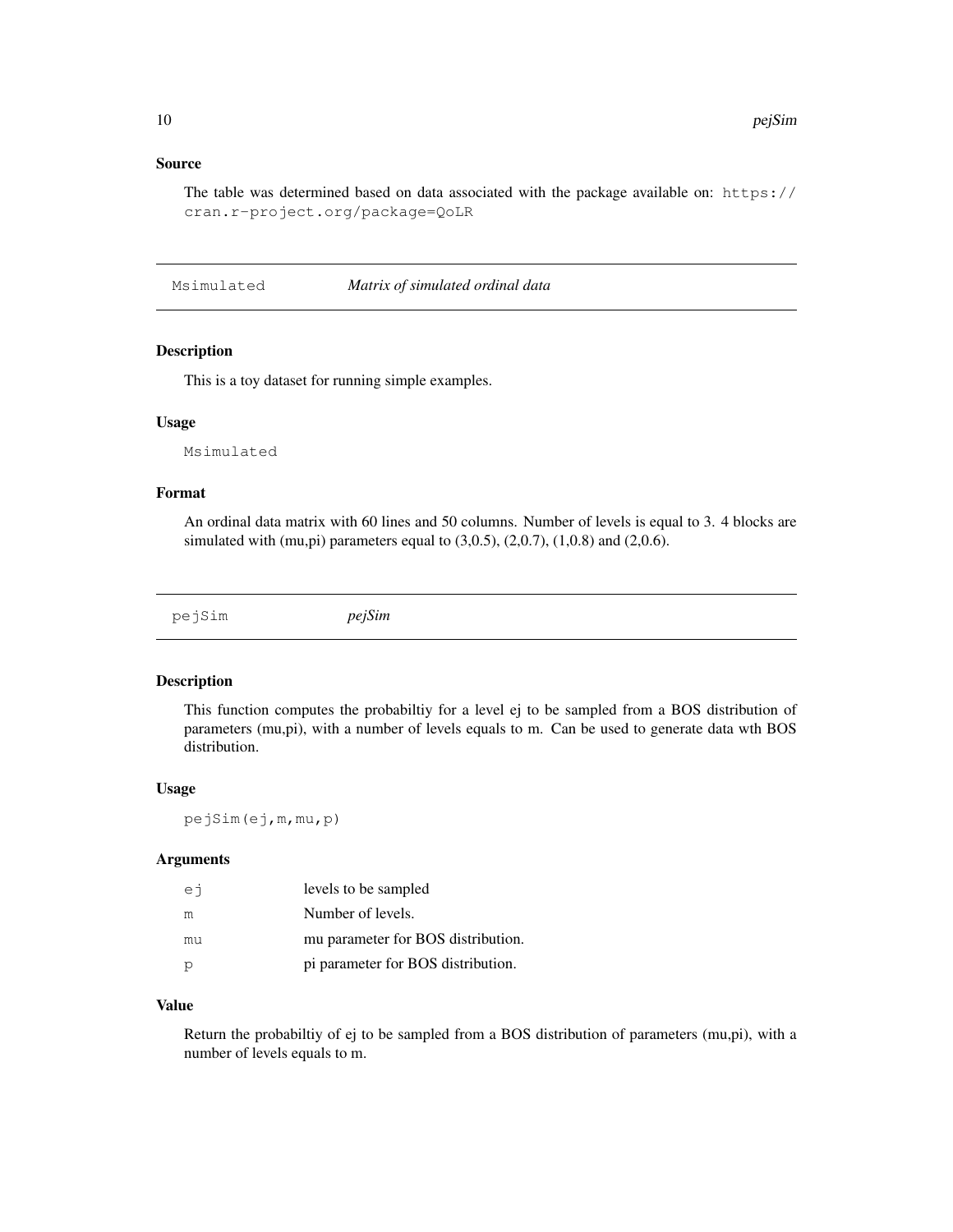### Source

The table was determined based on data associated with the package available on: https://cran.r-project.org/package=QoLR

---

## Msimulated *Matrix of simulated ordinal data*

---

### Description

This is a toy dataset for running simple examples.

### Usage

```
Msimulated
```

### Format

An ordinal data matrix with 60 lines and 50 columns. Number of levels is equal to 3. 4 blocks are simulated with (mu,pi) parameters equal to (3,0.5), (2,0.7), (1,0.8) and (2,0.6).

---

## pejSim *pejSim*

---

### Description

This function computes the probabiltiy for a level ej to be sampled from a BOS distribution of parameters (mu,pi), with a number of levels equals to m. Can be used to generate data wth BOS distribution.

### Usage

```
pejSim(ej,m,mu,p)
```

### Arguments

| | |
|---|---|
| ej | levels to be sampled |
| m | Number of levels. |
| mu | mu parameter for BOS distribution. |
| p | pi parameter for BOS distribution. |

### Value

Return the probabiltiy of ej to be sampled from a BOS distribution of parameters (mu,pi), with a number of levels equals to m.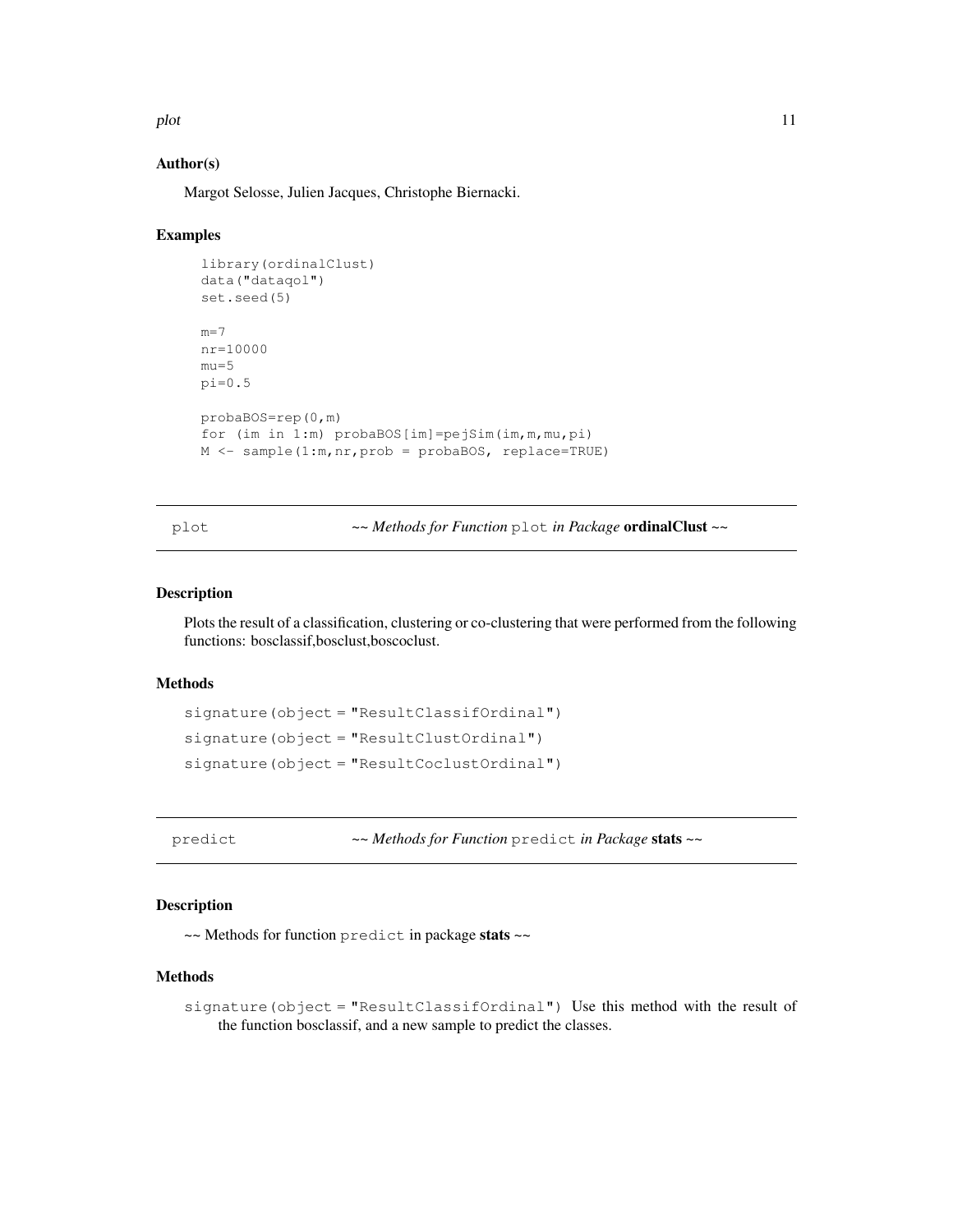### Author(s)

Margot Selosse, Julien Jacques, Christophe Biernacki.

### Examples

```
library(ordinalClust)
data("dataqol")
set.seed(5)

m=7
nr=10000
mu=5
pi=0.5

probaBOS=rep(0,m)
for (im in 1:m) probaBOS[im]=pejSim(im,m,mu,pi)
M <- sample(1:m,nr,prob = probaBOS, replace=TRUE)
```

---

## plot — *~~ Methods for Function* `plot` *in Package* **ordinalClust** *~~*

---

### Description

Plots the result of a classification, clustering or co-clustering that were performed from the following functions: bosclassif,bosclust,boscoclust.

### Methods

`signature(object = "ResultClassifOrdinal")`

`signature(object = "ResultClustOrdinal")`

`signature(object = "ResultCoclustOrdinal")`

---

## predict — *~~ Methods for Function* `predict` *in Package* **stats** *~~*

---

### Description

~~ Methods for function `predict` in package **stats** ~~

### Methods

`signature(object = "ResultClassifOrdinal")` Use this method with the result of the function bosclassif, and a new sample to predict the classes.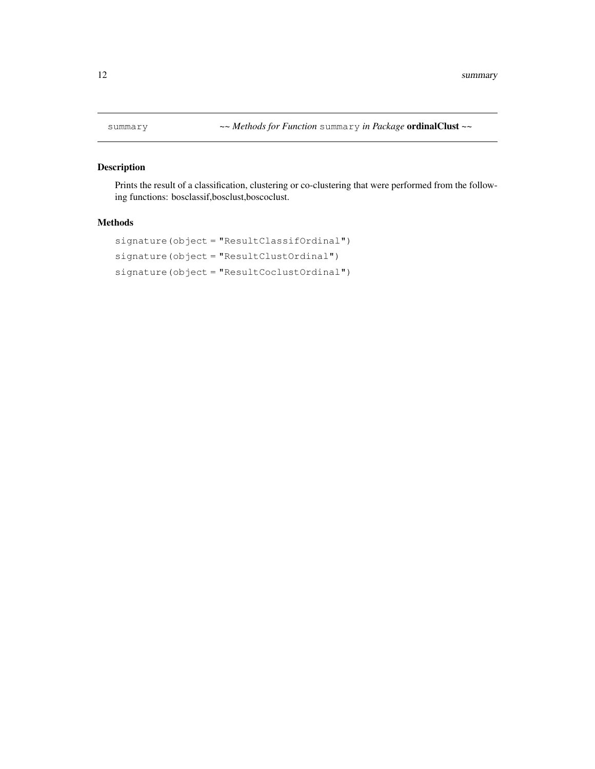summary — ~~ *Methods for Function* `summary` *in Package* **ordinalClust** ~~

### Description

Prints the result of a classification, clustering or co-clustering that were performed from the following functions: bosclassif,bosclust,boscoclust.

### Methods

```
signature(object = "ResultClassifOrdinal")
signature(object = "ResultClustOrdinal")
signature(object = "ResultCoclustOrdinal")
```